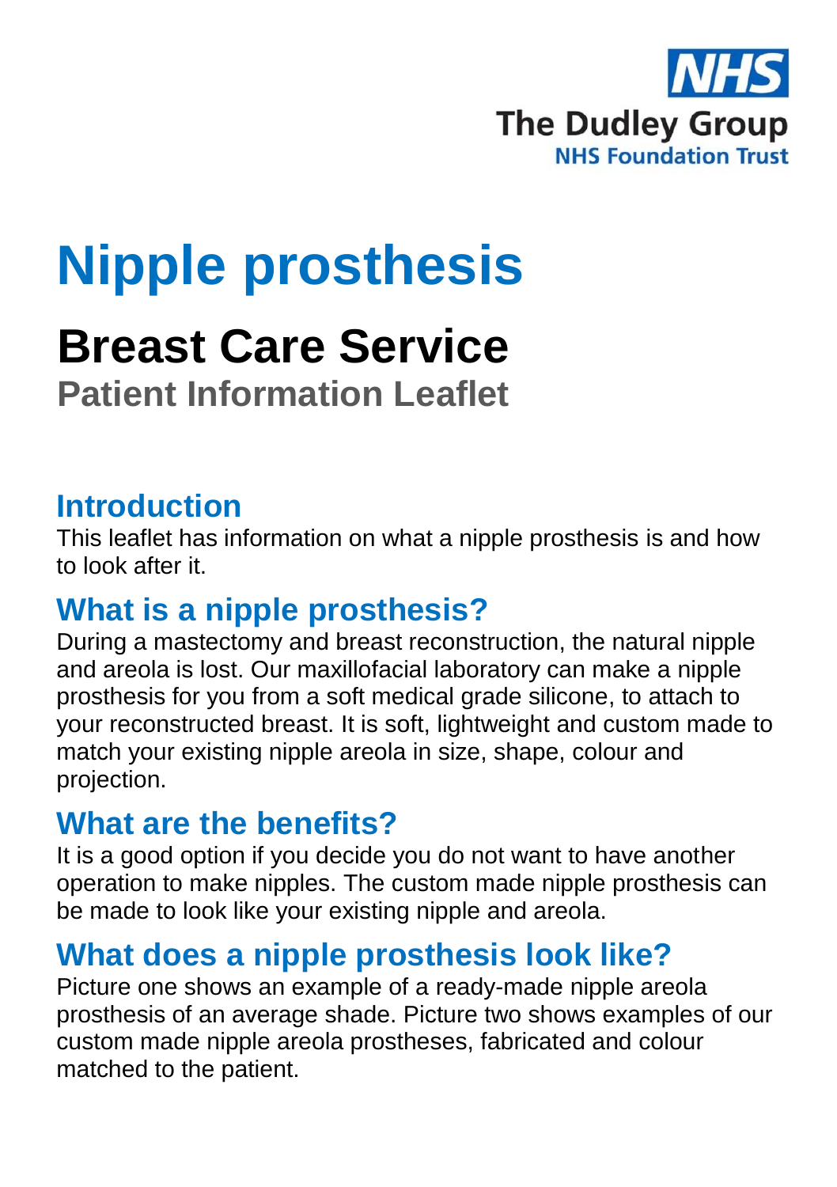NHS
The Dudley Group
NHS Foundation Trust

# Nipple prosthesis

## Breast Care Service

### Patient Information Leaflet

## Introduction

This leaflet has information on what a nipple prosthesis is and how to look after it.

## What is a nipple prosthesis?

During a mastectomy and breast reconstruction, the natural nipple and areola is lost. Our maxillofacial laboratory can make a nipple prosthesis for you from a soft medical grade silicone, to attach to your reconstructed breast. It is soft, lightweight and custom made to match your existing nipple areola in size, shape, colour and projection.

## What are the benefits?

It is a good option if you decide you do not want to have another operation to make nipples. The custom made nipple prosthesis can be made to look like your existing nipple and areola.

## What does a nipple prosthesis look like?

Picture one shows an example of a ready-made nipple areola prosthesis of an average shade. Picture two shows examples of our custom made nipple areola prostheses, fabricated and colour matched to the patient.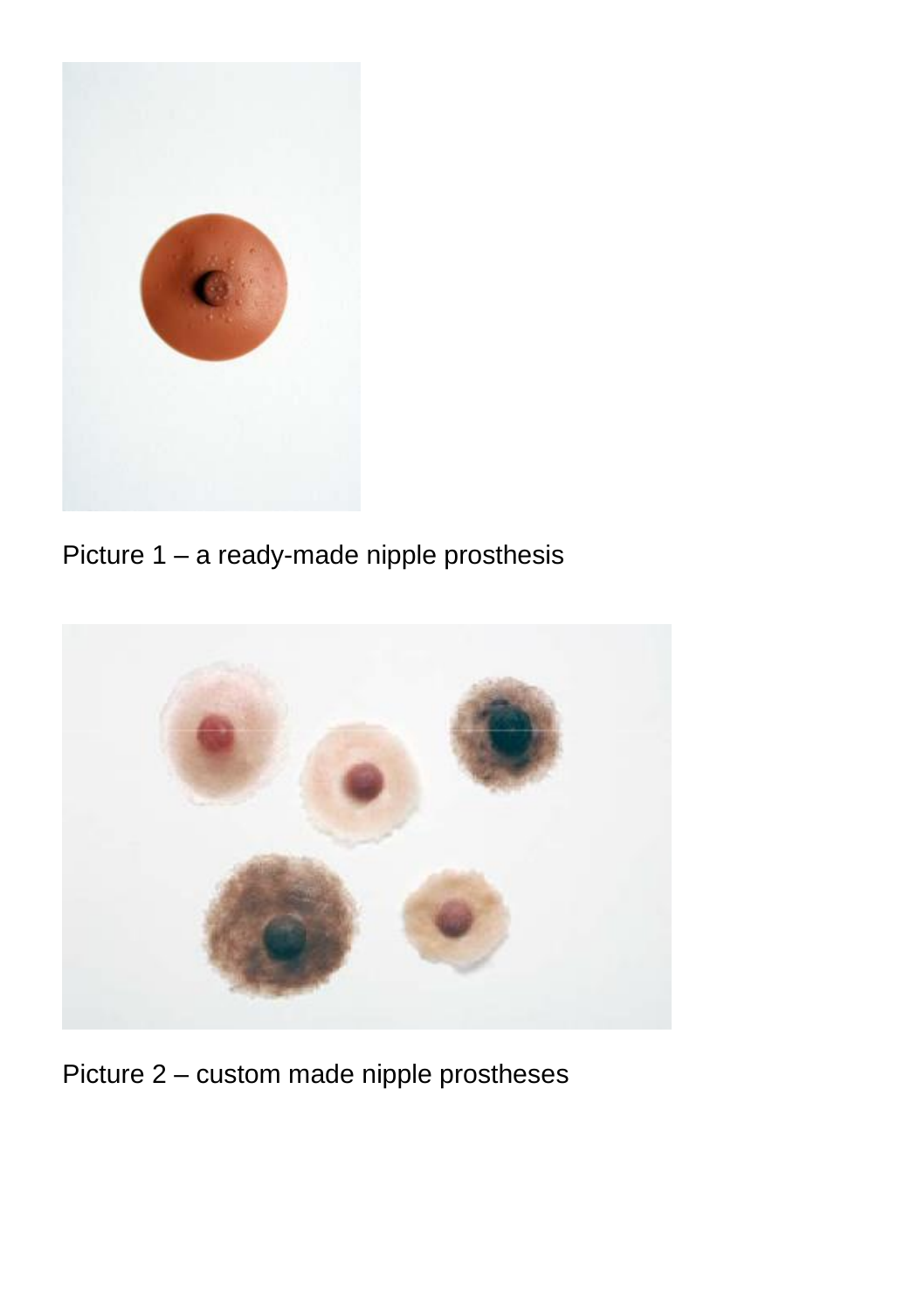Picture 1 – a ready-made nipple prosthesis

Picture 2 – custom made nipple prostheses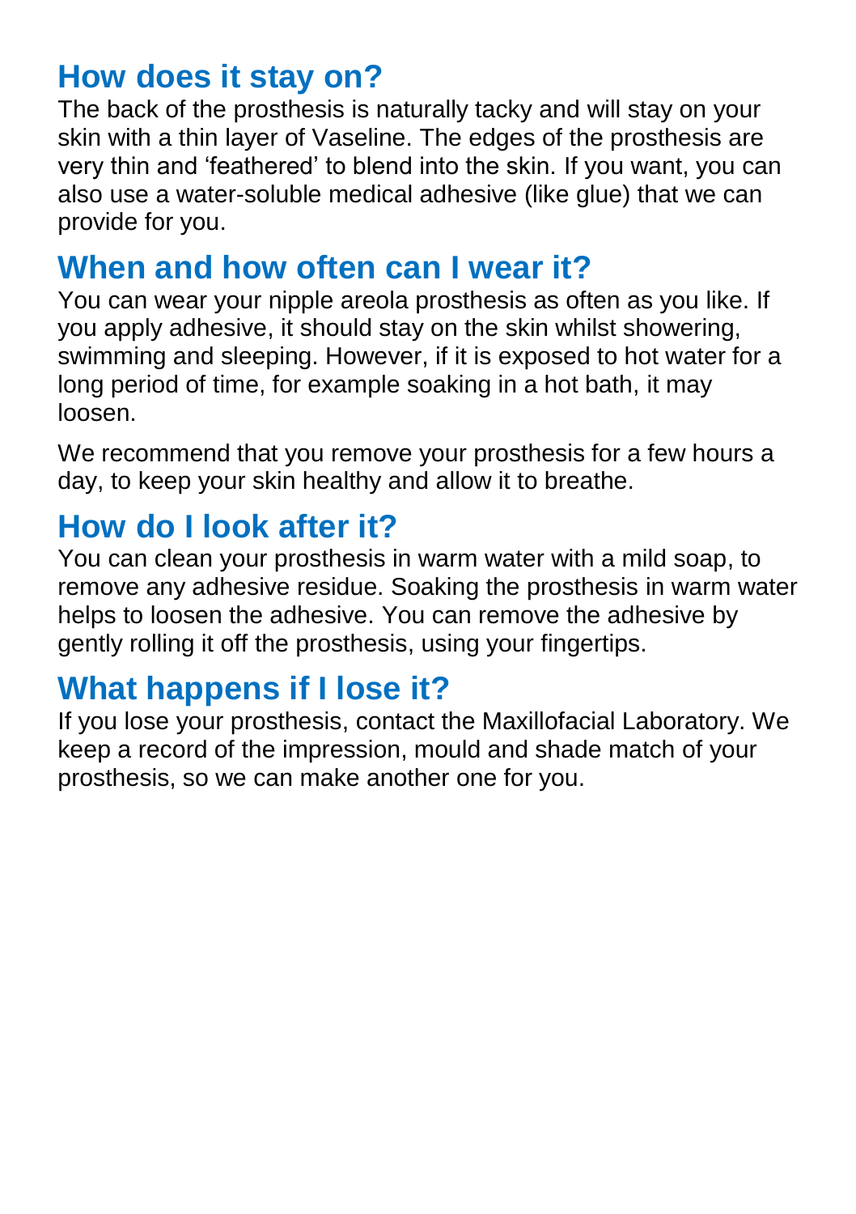## How does it stay on?

The back of the prosthesis is naturally tacky and will stay on your skin with a thin layer of Vaseline. The edges of the prosthesis are very thin and 'feathered' to blend into the skin. If you want, you can also use a water-soluble medical adhesive (like glue) that we can provide for you.

## When and how often can I wear it?

You can wear your nipple areola prosthesis as often as you like. If you apply adhesive, it should stay on the skin whilst showering, swimming and sleeping. However, if it is exposed to hot water for a long period of time, for example soaking in a hot bath, it may loosen.

We recommend that you remove your prosthesis for a few hours a day, to keep your skin healthy and allow it to breathe.

## How do I look after it?

You can clean your prosthesis in warm water with a mild soap, to remove any adhesive residue. Soaking the prosthesis in warm water helps to loosen the adhesive. You can remove the adhesive by gently rolling it off the prosthesis, using your fingertips.

## What happens if I lose it?

If you lose your prosthesis, contact the Maxillofacial Laboratory. We keep a record of the impression, mould and shade match of your prosthesis, so we can make another one for you.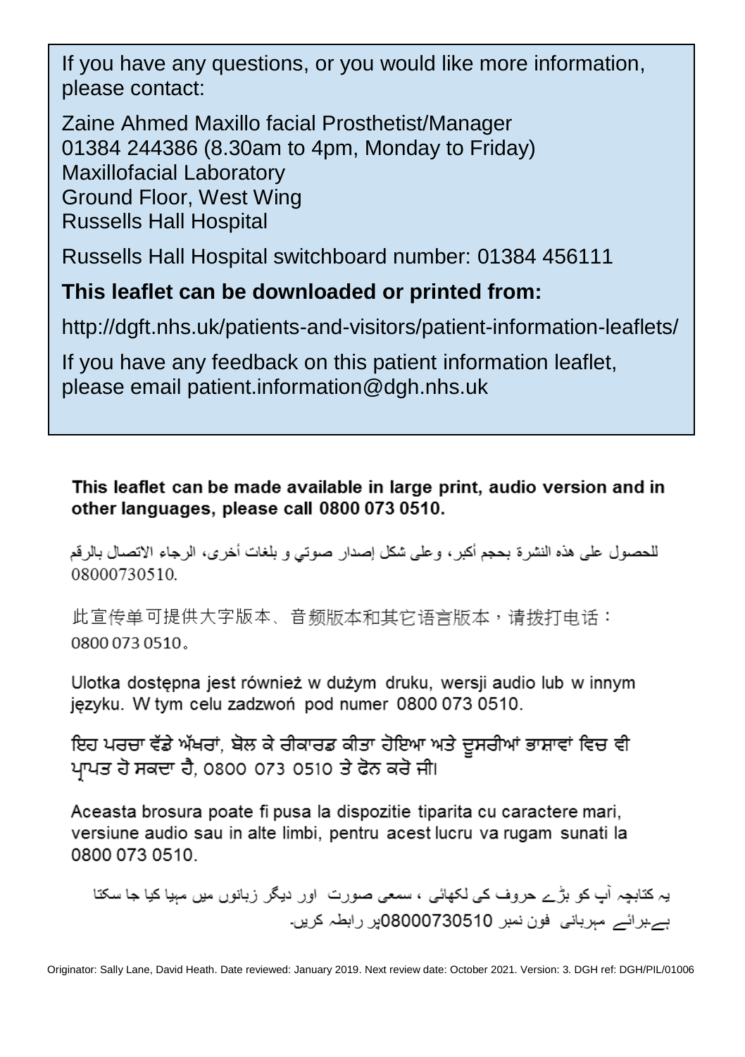If you have any questions, or you would like more information, please contact:

Zaine Ahmed Maxillo facial Prosthetist/Manager
01384 244386 (8.30am to 4pm, Monday to Friday)
Maxillofacial Laboratory
Ground Floor, West Wing
Russells Hall Hospital

Russells Hall Hospital switchboard number: 01384 456111

**This leaflet can be downloaded or printed from:**

http://dgft.nhs.uk/patients-and-visitors/patient-information-leaflets/

If you have any feedback on this patient information leaflet, please email patient.information@dgh.nhs.uk

**This leaflet can be made available in large print, audio version and in other languages, please call 0800 073 0510.**

للحصول على هذه النشرة بحجم أكبر، وعلى شكل إصدار صوتي و بلغات أخرى، الرجاء الاتصال بالرقم 08000730510.

此宣传单可提供大字版本、音频版本和其它语言版本，请拨打电话：0800 073 0510。

Ulotka dostępna jest również w dużym druku, wersji audio lub w innym języku. W tym celu zadzwoń pod numer 0800 073 0510.

ਇਹ ਪਰਚਾ ਵੱਡੇ ਅੱਖਰਾਂ, ਬੋਲ ਕੇ ਰੀਕਾਰਡ ਕੀਤਾ ਹੋਇਆ ਅਤੇ ਦੂਸਰੀਆਂ ਭਾਸ਼ਾਵਾਂ ਵਿਚ ਵੀ ਪ੍ਰਾਪਤ ਹੋ ਸਕਦਾ ਹੈ, 0800 073 0510 ਤੇ ਫੋਨ ਕਰੋ ਜੀ।

Aceasta brosura poate fi pusa la dispozitie tiparita cu caractere mari, versiune audio sau in alte limbi, pentru acest lucru va rugam sunati la 0800 073 0510.

یہ کتابچہ آپ کو بڑے حروف کی لکھائی ، سمعی صورت اور دیگر زبانوں میں مہیا کیا جا سکتا ہے۔برائے مہربانی فون نمبر 08000730510پر رابطہ کریں۔

Originator: Sally Lane, David Heath. Date reviewed: January 2019. Next review date: October 2021. Version: 3. DGH ref: DGH/PIL/01006